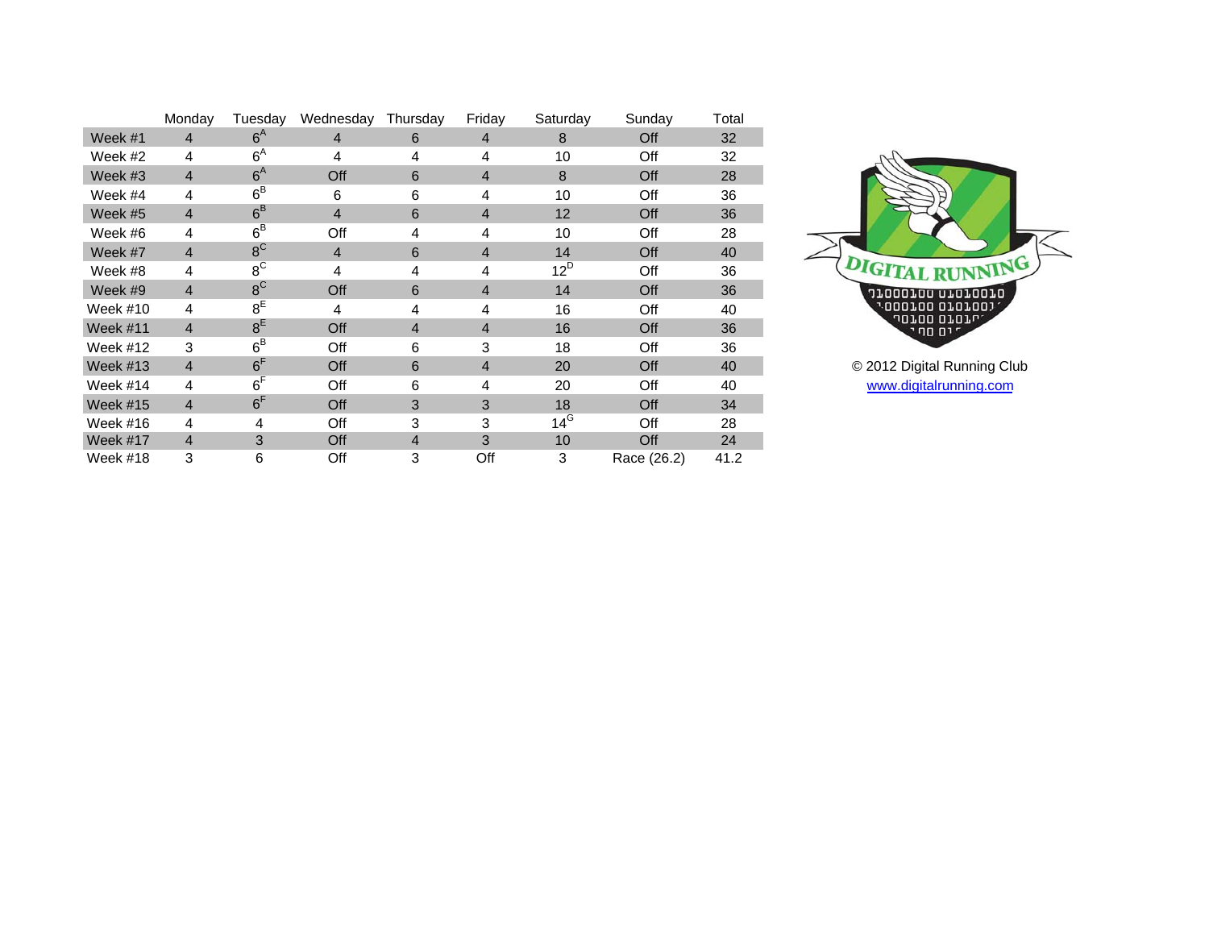| | Monday | Tuesday | Wednesday | Thursday | Friday | Saturday | Sunday | Total |
|---|---|---|---|---|---|---|---|---|
| Week #1 | 4 | 6[A] | 4 | 6 | 4 | 8 | Off | 32 |
| Week #2 | 4 | 6[A] | 4 | 4 | 4 | 10 | Off | 32 |
| Week #3 | 4 | 6[A] | Off | 6 | 4 | 8 | Off | 28 |
| Week #4 | 4 | 6[B] | 6 | 6 | 4 | 10 | Off | 36 |
| Week #5 | 4 | 6[B] | 4 | 6 | 4 | 12 | Off | 36 |
| Week #6 | 4 | 6[B] | Off | 4 | 4 | 10 | Off | 28 |
| Week #7 | 4 | 8[C] | 4 | 6 | 4 | 14 | Off | 40 |
| Week #8 | 4 | 8[C] | 4 | 4 | 4 | 12[D] | Off | 36 |
| Week #9 | 4 | 8[C] | Off | 6 | 4 | 14 | Off | 36 |
| Week #10 | 4 | 8[E] | 4 | 4 | 4 | 16 | Off | 40 |
| Week #11 | 4 | 8[E] | Off | 4 | 4 | 16 | Off | 36 |
| Week #12 | 3 | 6[B] | Off | 6 | 3 | 18 | Off | 36 |
| Week #13 | 4 | 6[F] | Off | 6 | 4 | 20 | Off | 40 |
| Week #14 | 4 | 6[F] | Off | 6 | 4 | 20 | Off | 40 |
| Week #15 | 4 | 6[F] | Off | 3 | 3 | 18 | Off | 34 |
| Week #16 | 4 | 4 | Off | 3 | 3 | 14[G] | Off | 28 |
| Week #17 | 4 | 3 | Off | 4 | 3 | 10 | Off | 24 |
| Week #18 | 3 | 6 | Off | 3 | Off | 3 | Race (26.2) | 41.2 |

DIGITAL RUNNING

© 2012 Digital Running Club

www.digitalrunning.com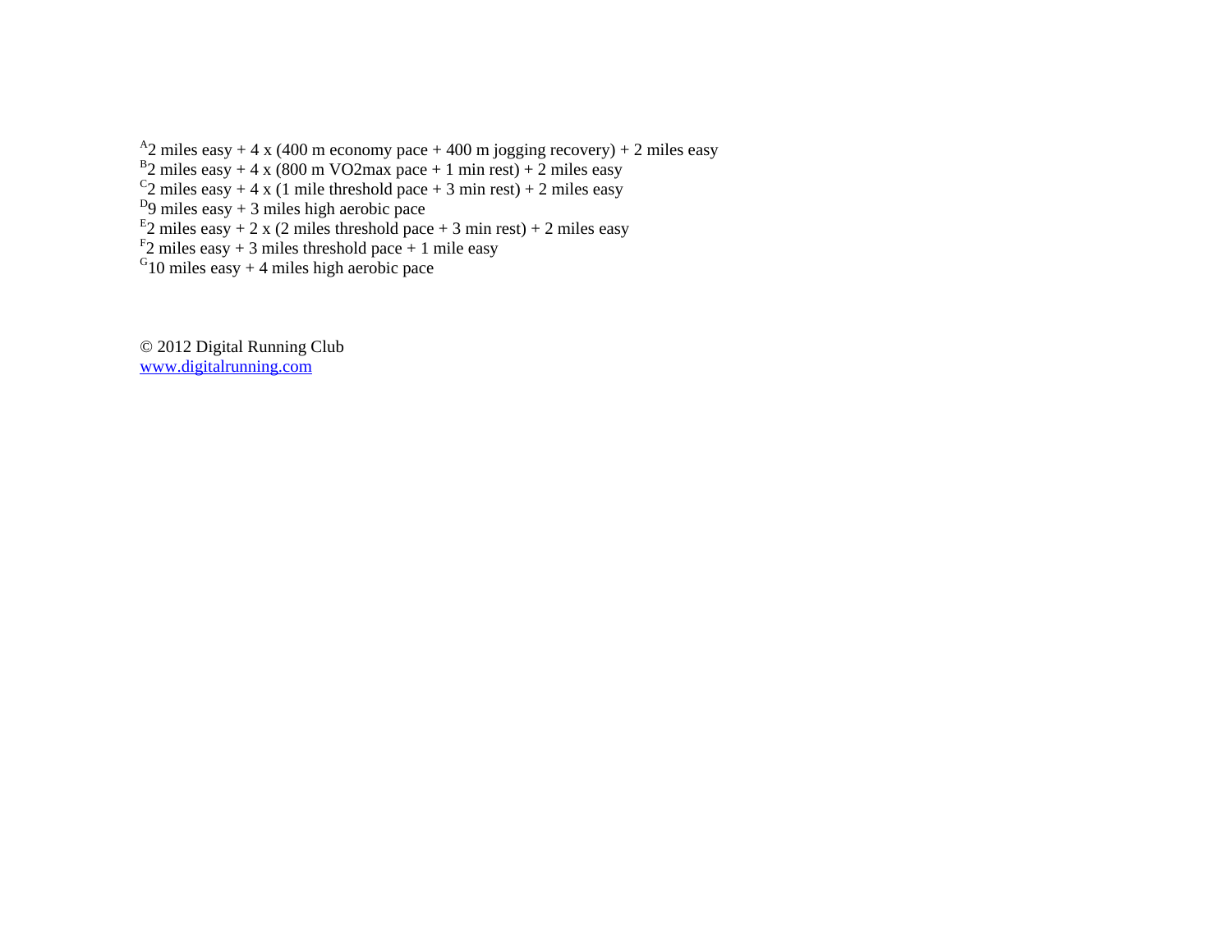[A]2 miles easy + 4 x (400 m economy pace + 400 m jogging recovery) + 2 miles easy
[B]2 miles easy + 4 x (800 m VO2max pace + 1 min rest) + 2 miles easy
[C]2 miles easy + 4 x (1 mile threshold pace + 3 min rest) + 2 miles easy
[D]9 miles easy + 3 miles high aerobic pace
[E]2 miles easy + 2 x (2 miles threshold pace + 3 min rest) + 2 miles easy
[F]2 miles easy + 3 miles threshold pace + 1 mile easy
[G]10 miles easy + 4 miles high aerobic pace

© 2012 Digital Running Club
www.digitalrunning.com